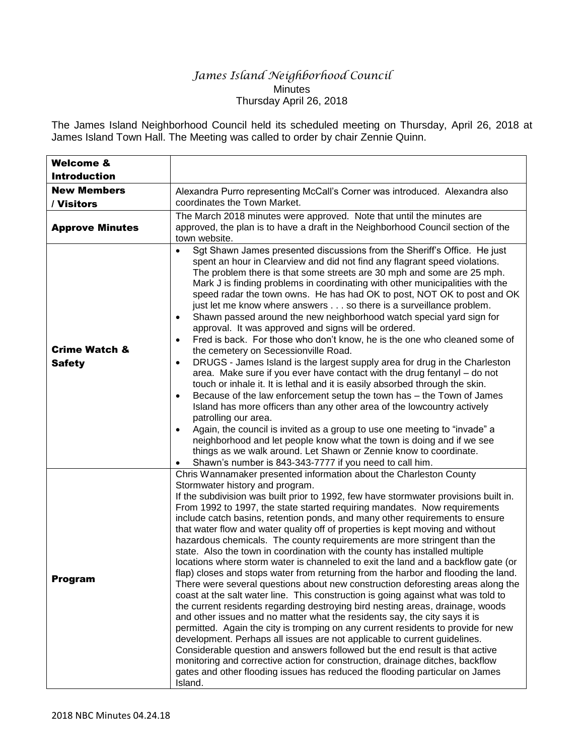# *James Island Neighborhood Council*

Minutes
Thursday April 26, 2018

The James Island Neighborhood Council held its scheduled meeting on Thursday, April 26, 2018 at James Island Town Hall. The Meeting was called to order by chair Zennie Quinn.

| **Welcome & Introduction** | |
|---|---|
| **New Members / Visitors** | Alexandra Purro representing McCall's Corner was introduced. Alexandra also coordinates the Town Market. |
| **Approve Minutes** | The March 2018 minutes were approved. Note that until the minutes are approved, the plan is to have a draft in the Neighborhood Council section of the town website. |
| **Crime Watch & Safety** | • Sgt Shawn James presented discussions from the Sheriff's Office. He just spent an hour in Clearview and did not find any flagrant speed violations. The problem there is that some streets are 30 mph and some are 25 mph. Mark J is finding problems in coordinating with other municipalities with the speed radar the town owns. He has had OK to post, NOT OK to post and OK just let me know where answers . . . so there is a surveillance problem.<br>• Shawn passed around the new neighborhood watch special yard sign for approval. It was approved and signs will be ordered.<br>• Fred is back. For those who don't know, he is the one who cleaned some of the cemetery on Secessionville Road.<br>• DRUGS - James Island is the largest supply area for drug in the Charleston area. Make sure if you ever have contact with the drug fentanyl – do not touch or inhale it. It is lethal and it is easily absorbed through the skin.<br>• Because of the law enforcement setup the town has – the Town of James Island has more officers than any other area of the lowcountry actively patrolling our area.<br>• Again, the council is invited as a group to use one meeting to "invade" a neighborhood and let people know what the town is doing and if we see things as we walk around. Let Shawn or Zennie know to coordinate.<br>• Shawn's number is 843-343-7777 if you need to call him. |
| **Program** | Chris Wannamaker presented information about the Charleston County Stormwater history and program.<br>If the subdivision was built prior to 1992, few have stormwater provisions built in. From 1992 to 1997, the state started requiring mandates. Now requirements include catch basins, retention ponds, and many other requirements to ensure that water flow and water quality off of properties is kept moving and without hazardous chemicals. The county requirements are more stringent than the state. Also the town in coordination with the county has installed multiple locations where storm water is channeled to exit the land and a backflow gate (or flap) closes and stops water from returning from the harbor and flooding the land. There were several questions about new construction deforesting areas along the coast at the salt water line. This construction is going against what was told to the current residents regarding destroying bird nesting areas, drainage, woods and other issues and no matter what the residents say, the city says it is permitted. Again the city is tromping on any current residents to provide for new development. Perhaps all issues are not applicable to current guidelines. Considerable question and answers followed but the end result is that active monitoring and corrective action for construction, drainage ditches, backflow gates and other flooding issues has reduced the flooding particular on James Island. |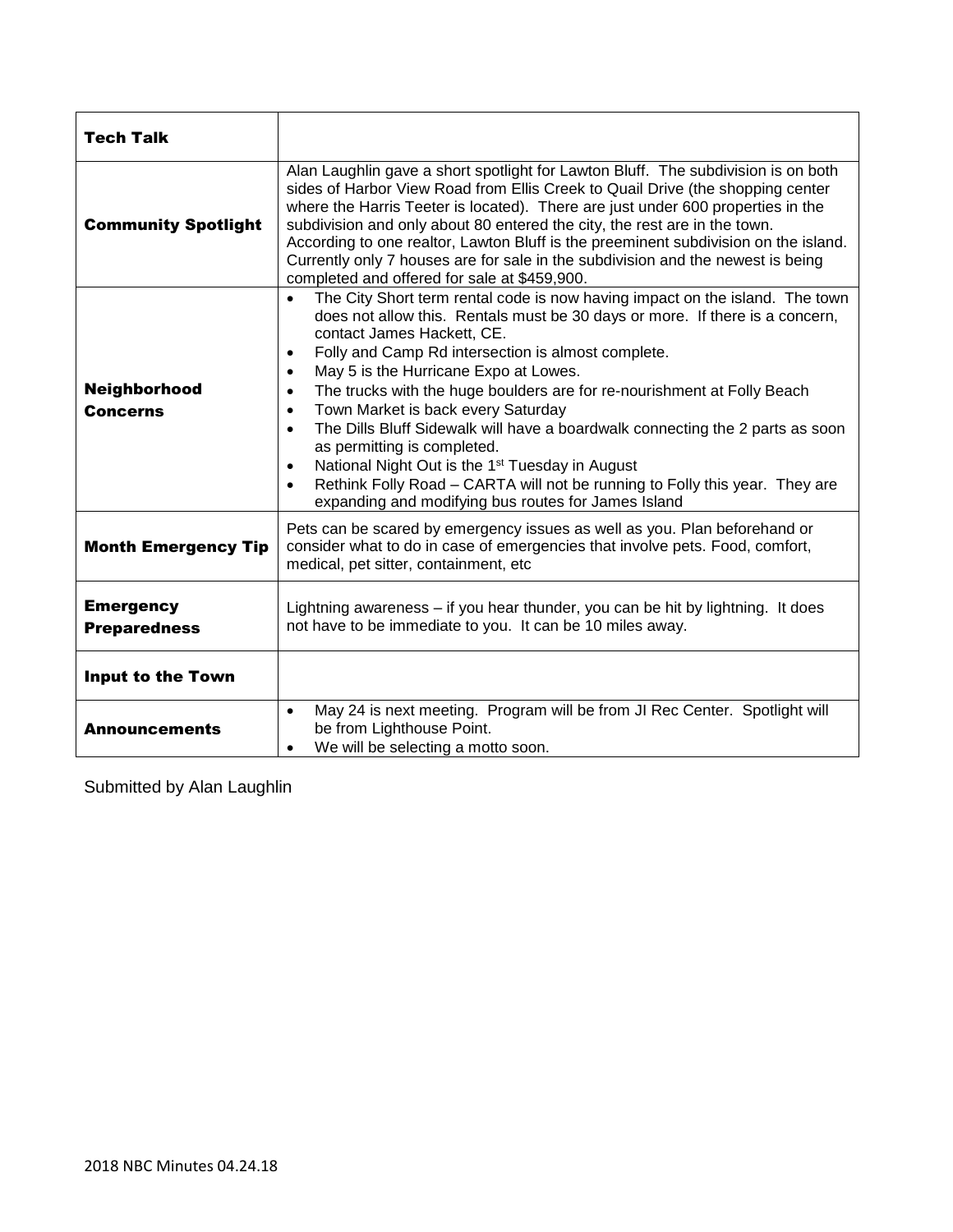| | |
|---|---|
| **Tech Talk** | |
| **Community Spotlight** | Alan Laughlin gave a short spotlight for Lawton Bluff. The subdivision is on both sides of Harbor View Road from Ellis Creek to Quail Drive (the shopping center where the Harris Teeter is located). There are just under 600 properties in the subdivision and only about 80 entered the city, the rest are in the town. According to one realtor, Lawton Bluff is the preeminent subdivision on the island. Currently only 7 houses are for sale in the subdivision and the newest is being completed and offered for sale at $459,900. |
| **Neighborhood Concerns** | • The City Short term rental code is now having impact on the island. The town does not allow this. Rentals must be 30 days or more. If there is a concern, contact James Hackett, CE.<br>• Folly and Camp Rd intersection is almost complete.<br>• May 5 is the Hurricane Expo at Lowes.<br>• The trucks with the huge boulders are for re-nourishment at Folly Beach<br>• Town Market is back every Saturday<br>• The Dills Bluff Sidewalk will have a boardwalk connecting the 2 parts as soon as permitting is completed.<br>• National Night Out is the 1st Tuesday in August<br>• Rethink Folly Road – CARTA will not be running to Folly this year. They are expanding and modifying bus routes for James Island |
| **Month Emergency Tip** | Pets can be scared by emergency issues as well as you. Plan beforehand or consider what to do in case of emergencies that involve pets. Food, comfort, medical, pet sitter, containment, etc |
| **Emergency Preparedness** | Lightning awareness – if you hear thunder, you can be hit by lightning. It does not have to be immediate to you. It can be 10 miles away. |
| **Input to the Town** | |
| **Announcements** | • May 24 is next meeting. Program will be from JI Rec Center. Spotlight will be from Lighthouse Point.<br>• We will be selecting a motto soon. |

Submitted by Alan Laughlin